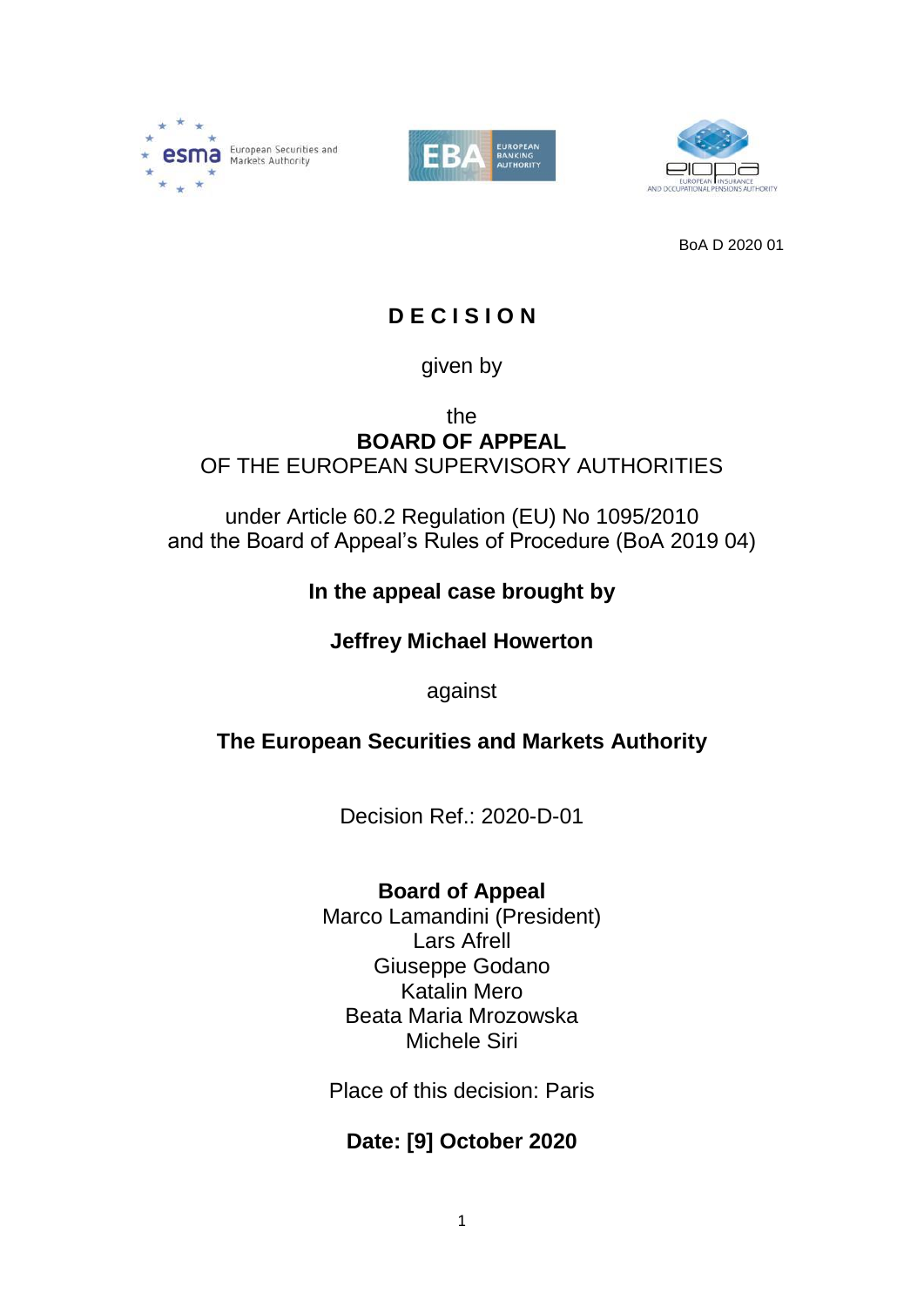BoA D 2020 01

# D E C I S I O N

given by

the

**BOARD OF APPEAL**

OF THE EUROPEAN SUPERVISORY AUTHORITIES

under Article 60.2 Regulation (EU) No 1095/2010
and the Board of Appeal's Rules of Procedure (BoA 2019 04)

**In the appeal case brought by**

**Jeffrey Michael Howerton**

against

**The European Securities and Markets Authority**

Decision Ref.: 2020-D-01

**Board of Appeal**
Marco Lamandini (President)
Lars Afrell
Giuseppe Godano
Katalin Mero
Beata Maria Mrozowska
Michele Siri

Place of this decision: Paris

**Date: [9] October 2020**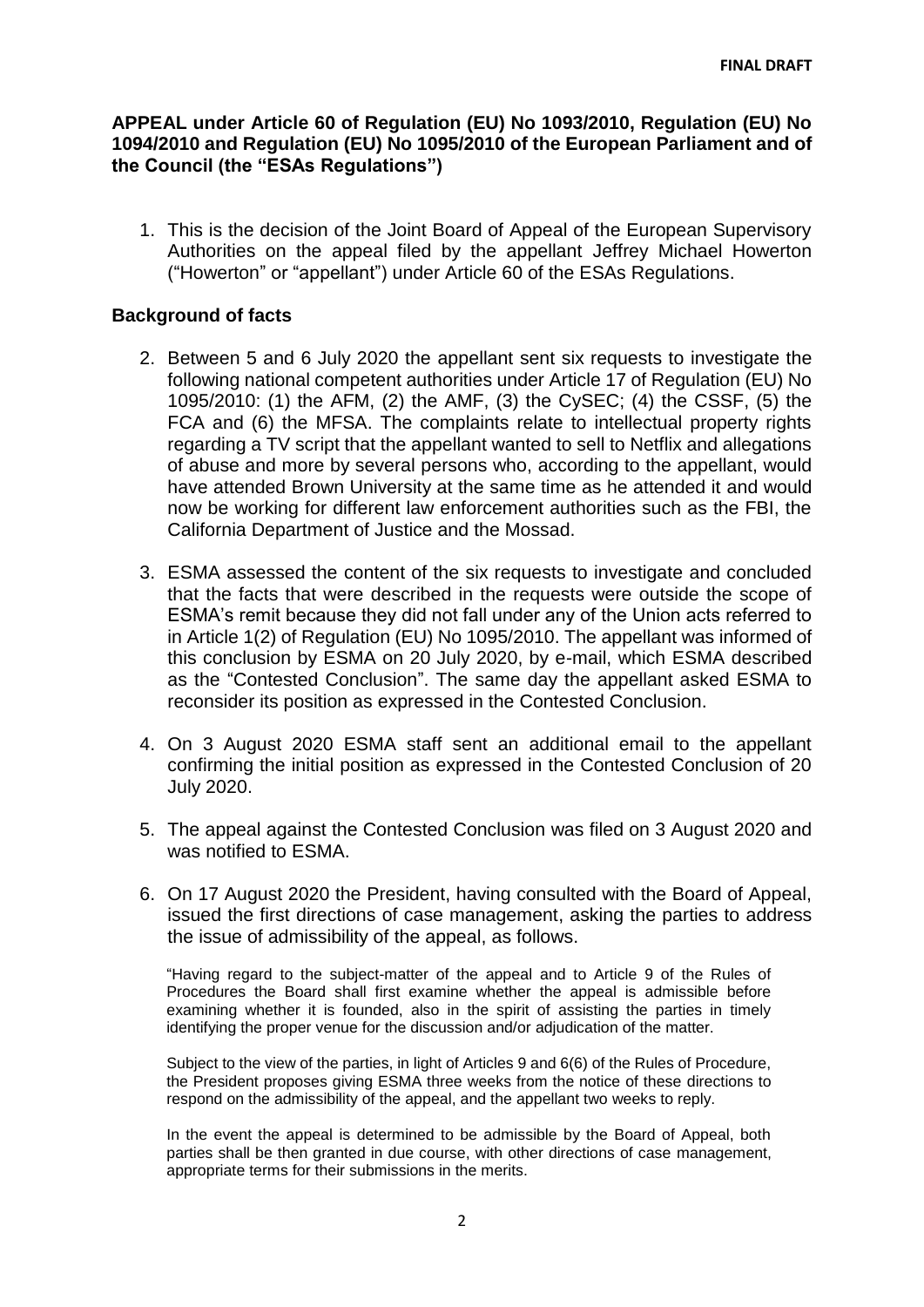**APPEAL under Article 60 of Regulation (EU) No 1093/2010, Regulation (EU) No 1094/2010 and Regulation (EU) No 1095/2010 of the European Parliament and of the Council (the "ESAs Regulations")**

1. This is the decision of the Joint Board of Appeal of the European Supervisory Authorities on the appeal filed by the appellant Jeffrey Michael Howerton ("Howerton" or "appellant") under Article 60 of the ESAs Regulations.

## Background of facts

2. Between 5 and 6 July 2020 the appellant sent six requests to investigate the following national competent authorities under Article 17 of Regulation (EU) No 1095/2010: (1) the AFM, (2) the AMF, (3) the CySEC; (4) the CSSF, (5) the FCA and (6) the MFSA. The complaints relate to intellectual property rights regarding a TV script that the appellant wanted to sell to Netflix and allegations of abuse and more by several persons who, according to the appellant, would have attended Brown University at the same time as he attended it and would now be working for different law enforcement authorities such as the FBI, the California Department of Justice and the Mossad.

3. ESMA assessed the content of the six requests to investigate and concluded that the facts that were described in the requests were outside the scope of ESMA's remit because they did not fall under any of the Union acts referred to in Article 1(2) of Regulation (EU) No 1095/2010. The appellant was informed of this conclusion by ESMA on 20 July 2020, by e-mail, which ESMA described as the "Contested Conclusion". The same day the appellant asked ESMA to reconsider its position as expressed in the Contested Conclusion.

4. On 3 August 2020 ESMA staff sent an additional email to the appellant confirming the initial position as expressed in the Contested Conclusion of 20 July 2020.

5. The appeal against the Contested Conclusion was filed on 3 August 2020 and was notified to ESMA.

6. On 17 August 2020 the President, having consulted with the Board of Appeal, issued the first directions of case management, asking the parties to address the issue of admissibility of the appeal, as follows.

   "Having regard to the subject-matter of the appeal and to Article 9 of the Rules of Procedures the Board shall first examine whether the appeal is admissible before examining whether it is founded, also in the spirit of assisting the parties in timely identifying the proper venue for the discussion and/or adjudication of the matter.

   Subject to the view of the parties, in light of Articles 9 and 6(6) of the Rules of Procedure, the President proposes giving ESMA three weeks from the notice of these directions to respond on the admissibility of the appeal, and the appellant two weeks to reply.

   In the event the appeal is determined to be admissible by the Board of Appeal, both parties shall be then granted in due course, with other directions of case management, appropriate terms for their submissions in the merits.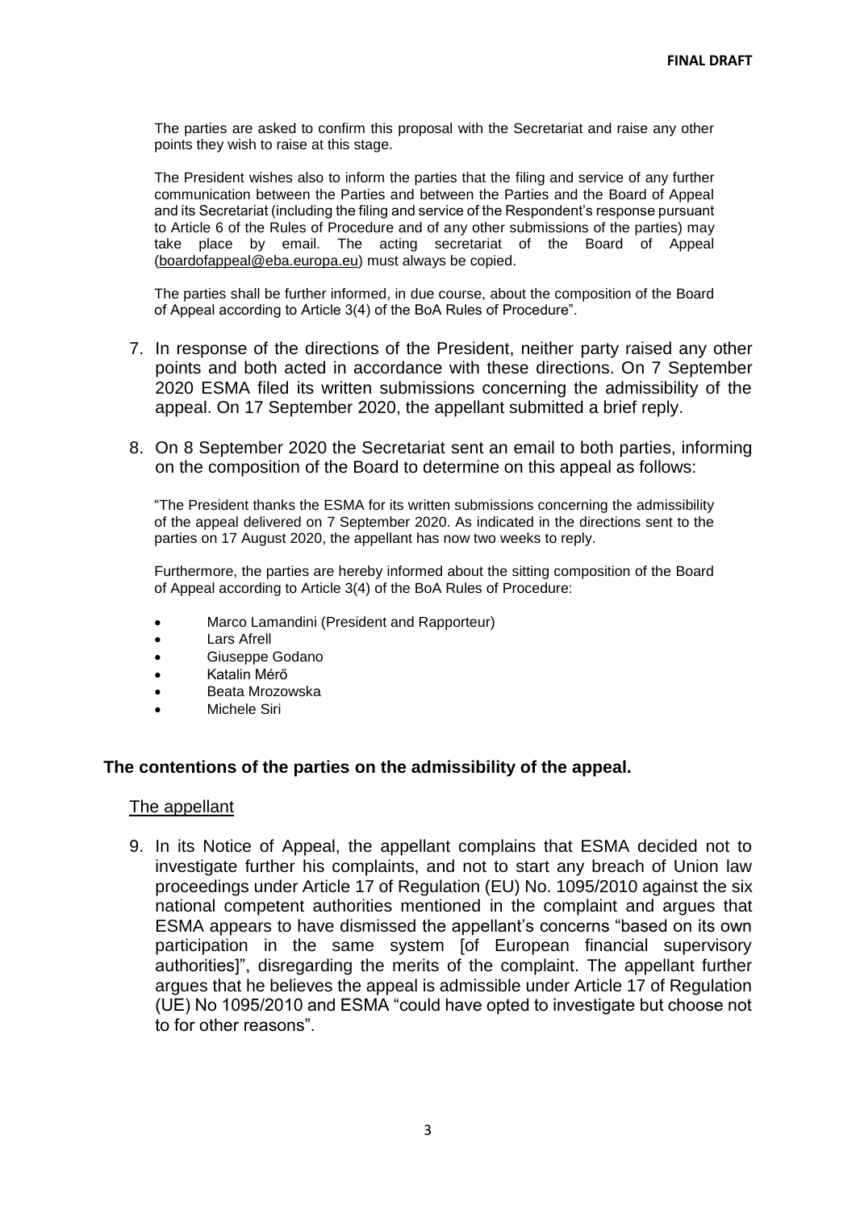The parties are asked to confirm this proposal with the Secretariat and raise any other points they wish to raise at this stage.

The President wishes also to inform the parties that the filing and service of any further communication between the Parties and between the Parties and the Board of Appeal and its Secretariat (including the filing and service of the Respondent's response pursuant to Article 6 of the Rules of Procedure and of any other submissions of the parties) may take place by email. The acting secretariat of the Board of Appeal (boardofappeal@eba.europa.eu) must always be copied.

The parties shall be further informed, in due course, about the composition of the Board of Appeal according to Article 3(4) of the BoA Rules of Procedure".

7. In response of the directions of the President, neither party raised any other points and both acted in accordance with these directions. On 7 September 2020 ESMA filed its written submissions concerning the admissibility of the appeal. On 17 September 2020, the appellant submitted a brief reply.

8. On 8 September 2020 the Secretariat sent an email to both parties, informing on the composition of the Board to determine on this appeal as follows:

"The President thanks the ESMA for its written submissions concerning the admissibility of the appeal delivered on 7 September 2020. As indicated in the directions sent to the parties on 17 August 2020, the appellant has now two weeks to reply.

Furthermore, the parties are hereby informed about the sitting composition of the Board of Appeal according to Article 3(4) of the BoA Rules of Procedure:

- Marco Lamandini (President and Rapporteur)
- Lars Afrell
- Giuseppe Godano
- Katalin Mérő
- Beata Mrozowska
- Michele Siri

## The contentions of the parties on the admissibility of the appeal.

### The appellant

9. In its Notice of Appeal, the appellant complains that ESMA decided not to investigate further his complaints, and not to start any breach of Union law proceedings under Article 17 of Regulation (EU) No. 1095/2010 against the six national competent authorities mentioned in the complaint and argues that ESMA appears to have dismissed the appellant's concerns "based on its own participation in the same system [of European financial supervisory authorities]", disregarding the merits of the complaint. The appellant further argues that he believes the appeal is admissible under Article 17 of Regulation (UE) No 1095/2010 and ESMA "could have opted to investigate but choose not to for other reasons".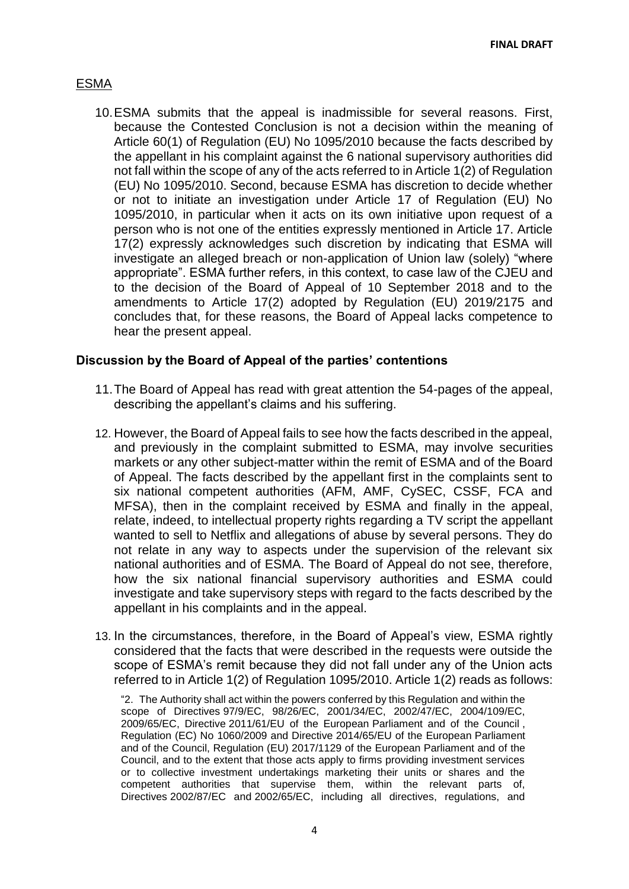ESMA

10. ESMA submits that the appeal is inadmissible for several reasons. First, because the Contested Conclusion is not a decision within the meaning of Article 60(1) of Regulation (EU) No 1095/2010 because the facts described by the appellant in his complaint against the 6 national supervisory authorities did not fall within the scope of any of the acts referred to in Article 1(2) of Regulation (EU) No 1095/2010. Second, because ESMA has discretion to decide whether or not to initiate an investigation under Article 17 of Regulation (EU) No 1095/2010, in particular when it acts on its own initiative upon request of a person who is not one of the entities expressly mentioned in Article 17. Article 17(2) expressly acknowledges such discretion by indicating that ESMA will investigate an alleged breach or non-application of Union law (solely) "where appropriate". ESMA further refers, in this context, to case law of the CJEU and to the decision of the Board of Appeal of 10 September 2018 and to the amendments to Article 17(2) adopted by Regulation (EU) 2019/2175 and concludes that, for these reasons, the Board of Appeal lacks competence to hear the present appeal.

## Discussion by the Board of Appeal of the parties' contentions

11. The Board of Appeal has read with great attention the 54-pages of the appeal, describing the appellant's claims and his suffering.

12. However, the Board of Appeal fails to see how the facts described in the appeal, and previously in the complaint submitted to ESMA, may involve securities markets or any other subject-matter within the remit of ESMA and of the Board of Appeal. The facts described by the appellant first in the complaints sent to six national competent authorities (AFM, AMF, CySEC, CSSF, FCA and MFSA), then in the complaint received by ESMA and finally in the appeal, relate, indeed, to intellectual property rights regarding a TV script the appellant wanted to sell to Netflix and allegations of abuse by several persons. They do not relate in any way to aspects under the supervision of the relevant six national authorities and of ESMA. The Board of Appeal do not see, therefore, how the six national financial supervisory authorities and ESMA could investigate and take supervisory steps with regard to the facts described by the appellant in his complaints and in the appeal.

13. In the circumstances, therefore, in the Board of Appeal's view, ESMA rightly considered that the facts that were described in the requests were outside the scope of ESMA's remit because they did not fall under any of the Union acts referred to in Article 1(2) of Regulation 1095/2010. Article 1(2) reads as follows:

> "2. The Authority shall act within the powers conferred by this Regulation and within the scope of Directives 97/9/EC, 98/26/EC, 2001/34/EC, 2002/47/EC, 2004/109/EC, 2009/65/EC, Directive 2011/61/EU of the European Parliament and of the Council , Regulation (EC) No 1060/2009 and Directive 2014/65/EU of the European Parliament and of the Council, Regulation (EU) 2017/1129 of the European Parliament and of the Council, and to the extent that those acts apply to firms providing investment services or to collective investment undertakings marketing their units or shares and the competent authorities that supervise them, within the relevant parts of, Directives 2002/87/EC and 2002/65/EC, including all directives, regulations, and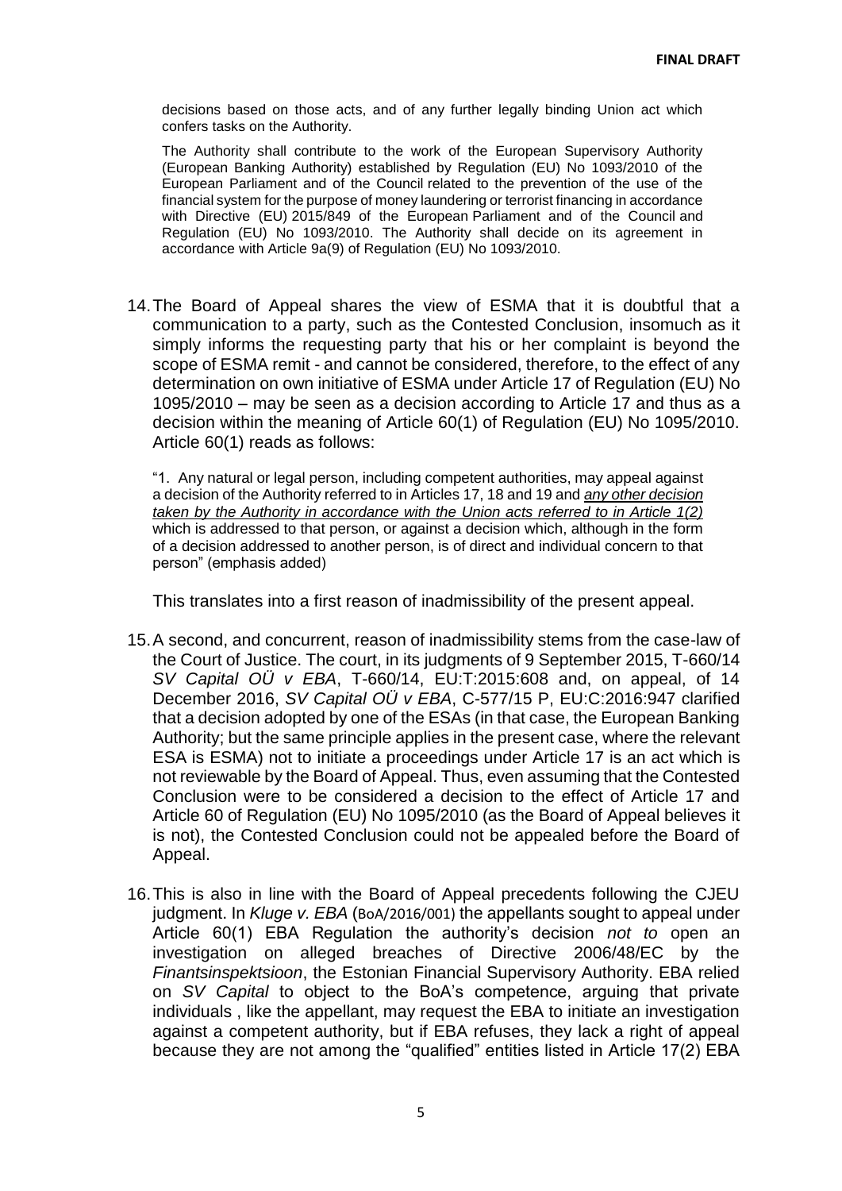decisions based on those acts, and of any further legally binding Union act which confers tasks on the Authority.

The Authority shall contribute to the work of the European Supervisory Authority (European Banking Authority) established by Regulation (EU) No 1093/2010 of the European Parliament and of the Council related to the prevention of the use of the financial system for the purpose of money laundering or terrorist financing in accordance with Directive (EU) 2015/849 of the European Parliament and of the Council and Regulation (EU) No 1093/2010. The Authority shall decide on its agreement in accordance with Article 9a(9) of Regulation (EU) No 1093/2010.

14. The Board of Appeal shares the view of ESMA that it is doubtful that a communication to a party, such as the Contested Conclusion, insomuch as it simply informs the requesting party that his or her complaint is beyond the scope of ESMA remit - and cannot be considered, therefore, to the effect of any determination on own initiative of ESMA under Article 17 of Regulation (EU) No 1095/2010 – may be seen as a decision according to Article 17 and thus as a decision within the meaning of Article 60(1) of Regulation (EU) No 1095/2010. Article 60(1) reads as follows:

"1. Any natural or legal person, including competent authorities, may appeal against a decision of the Authority referred to in Articles 17, 18 and 19 and *any other decision taken by the Authority in accordance with the Union acts referred to in Article 1(2)* which is addressed to that person, or against a decision which, although in the form of a decision addressed to another person, is of direct and individual concern to that person" (emphasis added)

This translates into a first reason of inadmissibility of the present appeal.

15. A second, and concurrent, reason of inadmissibility stems from the case-law of the Court of Justice. The court, in its judgments of 9 September 2015, T-660/14 *SV Capital OÜ v EBA*, T-660/14, EU:T:2015:608 and, on appeal, of 14 December 2016, *SV Capital OÜ v EBA*, C-577/15 P, EU:C:2016:947 clarified that a decision adopted by one of the ESAs (in that case, the European Banking Authority; but the same principle applies in the present case, where the relevant ESA is ESMA) not to initiate a proceedings under Article 17 is an act which is not reviewable by the Board of Appeal. Thus, even assuming that the Contested Conclusion were to be considered a decision to the effect of Article 17 and Article 60 of Regulation (EU) No 1095/2010 (as the Board of Appeal believes it is not), the Contested Conclusion could not be appealed before the Board of Appeal.

16. This is also in line with the Board of Appeal precedents following the CJEU judgment. In *Kluge v. EBA* (BoA/2016/001) the appellants sought to appeal under Article 60(1) EBA Regulation the authority's decision *not to* open an investigation on alleged breaches of Directive 2006/48/EC by the *Finantsinspektsioon*, the Estonian Financial Supervisory Authority. EBA relied on *SV Capital* to object to the BoA's competence, arguing that private individuals , like the appellant, may request the EBA to initiate an investigation against a competent authority, but if EBA refuses, they lack a right of appeal because they are not among the "qualified" entities listed in Article 17(2) EBA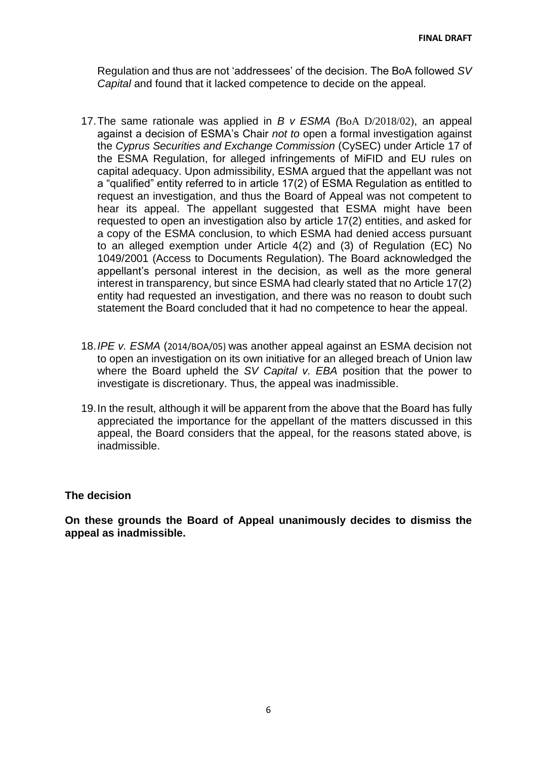Regulation and thus are not 'addressees' of the decision. The BoA followed *SV Capital* and found that it lacked competence to decide on the appeal.

17. The same rationale was applied in *B v ESMA (*BoA D/2018/02), an appeal against a decision of ESMA's Chair *not to* open a formal investigation against the *Cyprus Securities and Exchange Commission* (CySEC) under Article 17 of the ESMA Regulation, for alleged infringements of MiFID and EU rules on capital adequacy. Upon admissibility, ESMA argued that the appellant was not a "qualified" entity referred to in article 17(2) of ESMA Regulation as entitled to request an investigation, and thus the Board of Appeal was not competent to hear its appeal. The appellant suggested that ESMA might have been requested to open an investigation also by article 17(2) entities, and asked for a copy of the ESMA conclusion, to which ESMA had denied access pursuant to an alleged exemption under Article 4(2) and (3) of Regulation (EC) No 1049/2001 (Access to Documents Regulation). The Board acknowledged the appellant's personal interest in the decision, as well as the more general interest in transparency, but since ESMA had clearly stated that no Article 17(2) entity had requested an investigation, and there was no reason to doubt such statement the Board concluded that it had no competence to hear the appeal.

18. *IPE v. ESMA* (2014/BOA/05) was another appeal against an ESMA decision not to open an investigation on its own initiative for an alleged breach of Union law where the Board upheld the *SV Capital v. EBA* position that the power to investigate is discretionary. Thus, the appeal was inadmissible.

19. In the result, although it will be apparent from the above that the Board has fully appreciated the importance for the appellant of the matters discussed in this appeal, the Board considers that the appeal, for the reasons stated above, is inadmissible.

**The decision**

**On these grounds the Board of Appeal unanimously decides to dismiss the appeal as inadmissible.**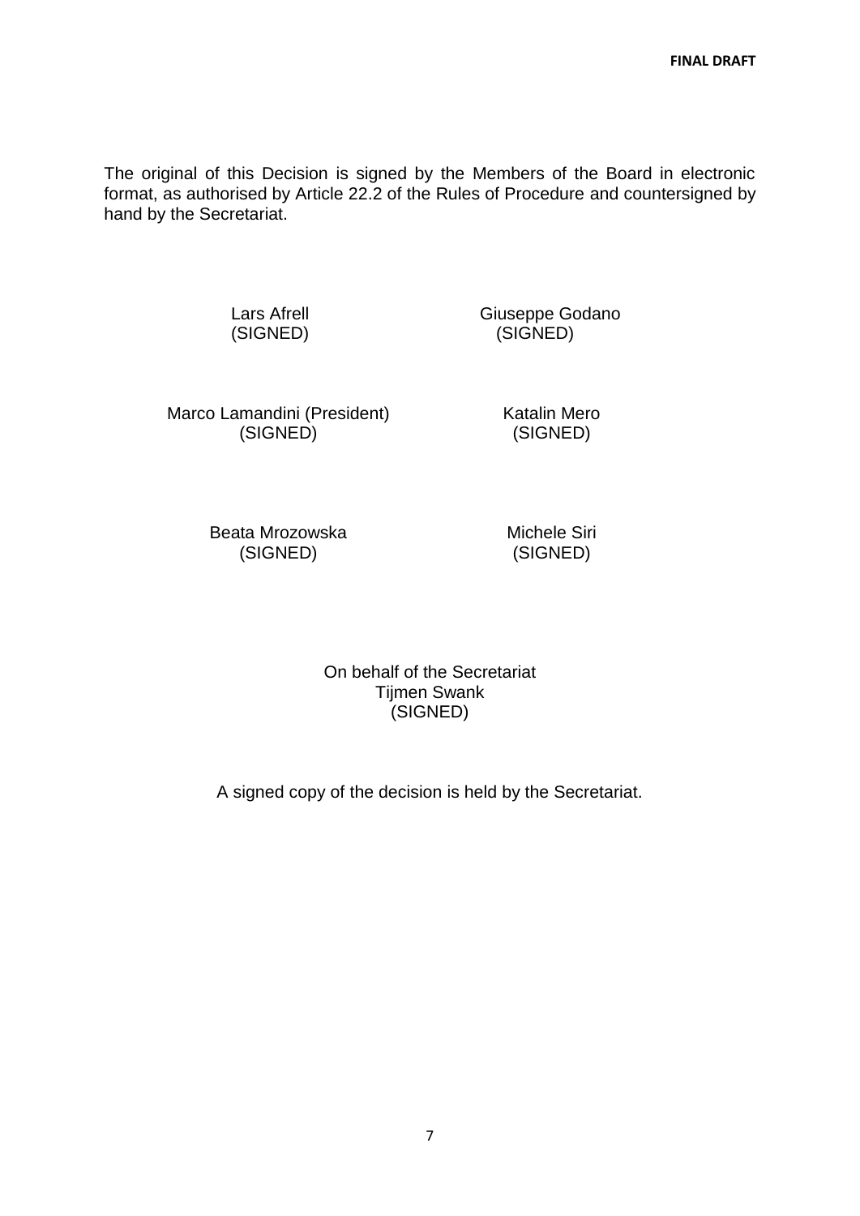The original of this Decision is signed by the Members of the Board in electronic format, as authorised by Article 22.2 of the Rules of Procedure and countersigned by hand by the Secretariat.

Lars Afrell
(SIGNED)

Giuseppe Godano
(SIGNED)

Marco Lamandini (President)
(SIGNED)

Katalin Mero
(SIGNED)

Beata Mrozowska
(SIGNED)

Michele Siri
(SIGNED)

On behalf of the Secretariat
Tijmen Swank
(SIGNED)

A signed copy of the decision is held by the Secretariat.